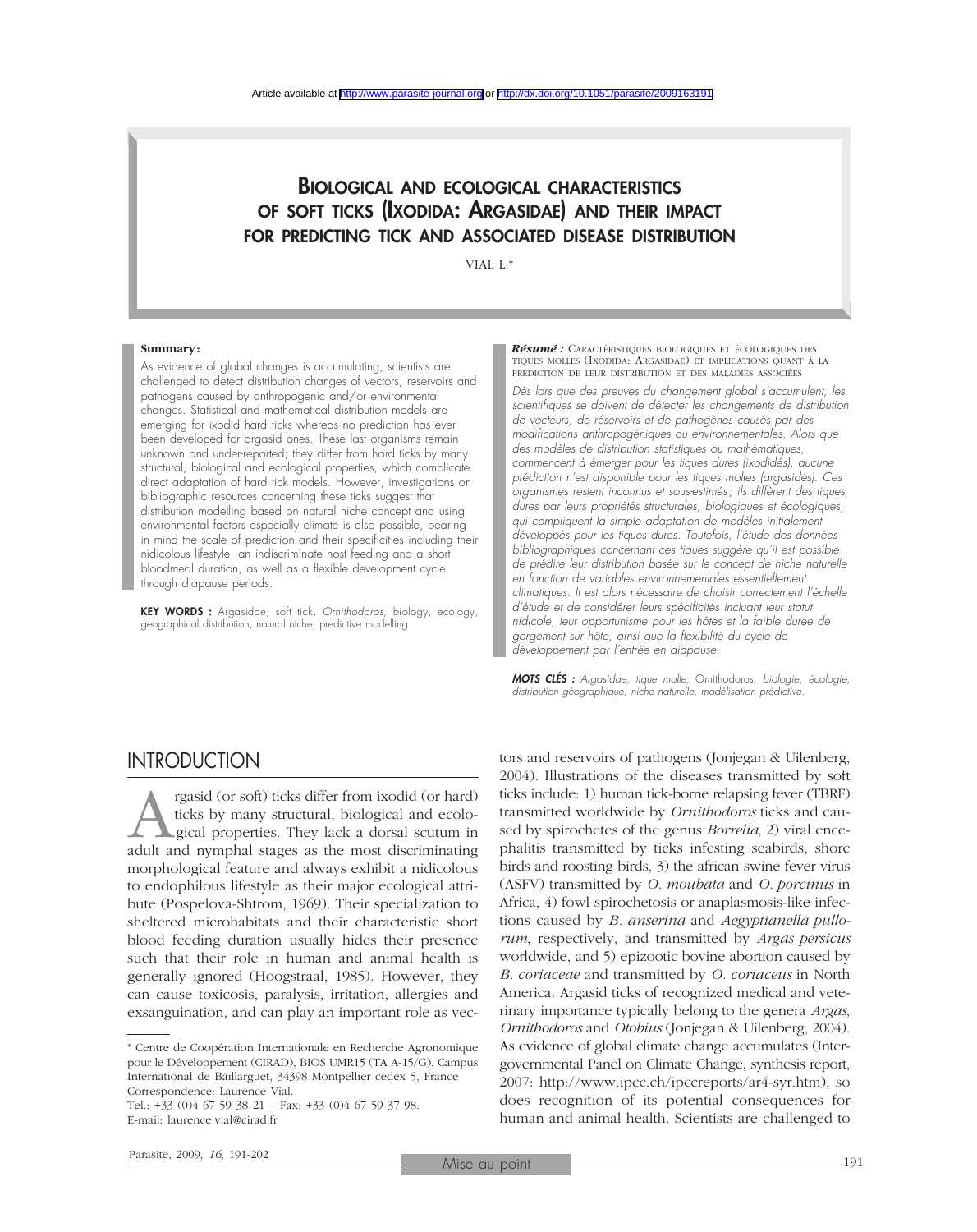Article available at http://www.parasite-journal.org or http://dx.doi.org/10.1051/parasite/2009163191

# BIOLOGICAL AND ECOLOGICAL CHARACTERISTICS OF SOFT TICKS (IXODIDA: ARGASIDAE) AND THEIR IMPACT FOR PREDICTING TICK AND ASSOCIATED DISEASE DISTRIBUTION

VIAL L.*

**Summary:**

As evidence of global changes is accumulating, scientists are challenged to detect distribution changes of vectors, reservoirs and pathogens caused by anthropogenic and/or environmental changes. Statistical and mathematical distribution models are emerging for ixodid hard ticks whereas no prediction has ever been developed for argasid ones. These last organisms remain unknown and under-reported; they differ from hard ticks by many structural, biological and ecological properties, which complicate direct adaptation of hard tick models. However, investigations on bibliographic resources concerning these ticks suggest that distribution modelling based on natural niche concept and using environmental factors especially climate is also possible, bearing in mind the scale of prediction and their specificities including their nidicolous lifestyle, an indiscriminate host feeding and a short bloodmeal duration, as well as a flexible development cycle through diapause periods.

**KEY WORDS :** Argasidae, soft tick, *Ornithodoros*, biology, ecology, geographical distribution, natural niche, predictive modelling

***Résumé :*** CARACTÉRISTIQUES BIOLOGIQUES ET ÉCOLOGIQUES DES TIQUES MOLLES (IXODIDA: ARGASIDAE) ET IMPLICATIONS QUANT À LA PRÉDICTION DE LEUR DISTRIBUTION ET DES MALADIES ASSOCIÉES

*Dès lors que des preuves du changement global s'accumulent, les scientifiques se doivent de détecter les changements de distribution de vecteurs, de réservoirs et de pathogènes causés par des modifications anthropogéniques ou environnementales. Alors que des modèles de distribution statistiques ou mathématiques, commencent à émerger pour les tiques dures (ixodidés), aucune prédiction n'est disponible pour les tiques molles (argasidés). Ces organismes restent inconnus et sous-estimés ; ils diffèrent des tiques dures par leurs propriétés structurales, biologiques et écologiques, qui compliquent la simple adaptation de modèles initialement développés pour les tiques dures. Toutefois, l'étude des données bibliographiques concernant ces tiques suggère qu'il est possible de prédire leur distribution basée sur le concept de niche naturelle en fonction de variables environnementales essentiellement climatiques. Il est alors nécessaire de choisir correctement l'échelle d'étude et de considérer leurs spécificités incluant leur statut nidicole, leur opportunisme pour les hôtes et la faible durée de gorgement sur hôte, ainsi que la flexibilité du cycle de développement par l'entrée en diapause.*

***MOTS CLÉS :*** *Argasidae, tique molle,* Ornithodoros*, biologie, écologie, distribution géographique, niche naturelle, modélisation prédictive.*

## INTRODUCTION

Argasid (or soft) ticks differ from ixodid (or hard) ticks by many structural, biological and ecological properties. They lack a dorsal scutum in adult and nymphal stages as the most discriminating morphological feature and always exhibit a nidicolous to endophilous lifestyle as their major ecological attribute (Pospelova-Shtrom, 1969). Their specialization to sheltered microhabitats and their characteristic short blood feeding duration usually hides their presence such that their role in human and animal health is generally ignored (Hoogstraal, 1985). However, they can cause toxicosis, paralysis, irritation, allergies and exsanguination, and can play an important role as vectors and reservoirs of pathogens (Jonjegan & Uilenberg, 2004). Illustrations of the diseases transmitted by soft ticks include: 1) human tick-borne relapsing fever (TBRF) transmitted worldwide by *Ornithodoros* ticks and caused by spirochetes of the genus *Borrelia*, 2) viral encephalitis transmitted by ticks infesting seabirds, shore birds and roosting birds, 3) the african swine fever virus (ASFV) transmitted by *O. moubata* and *O. porcinus* in Africa, 4) fowl spirochetosis or anaplasmosis-like infections caused by *B. anserina* and *Aegyptianella pullorum*, respectively, and transmitted by *Argas persicus* worldwide, and 5) epizootic bovine abortion caused by *B. coriaceae* and transmitted by *O. coriaceus* in North America. Argasid ticks of recognized medical and veterinary importance typically belong to the genera *Argas*, *Ornithodoros* and *Otobius* (Jonjegan & Uilenberg, 2004). As evidence of global climate change accumulates (Intergovernmental Panel on Climate Change, synthesis report, 2007: http://www.ipcc.ch/ipccreports/ar4-syr.htm), so does recognition of its potential consequences for human and animal health. Scientists are challenged to

---

* Centre de Coopération Internationale en Recherche Agronomique pour le Développement (CIRAD), BIOS UMR15 (TA A-15/G), Campus International de Baillarguet, 34398 Montpellier cedex 5, France
Correspondence: Laurence Vial.
Tel.: +33 (0)4 67 59 38 21 – Fax: +33 (0)4 67 59 37 98.
E-mail: laurence.vial@cirad.fr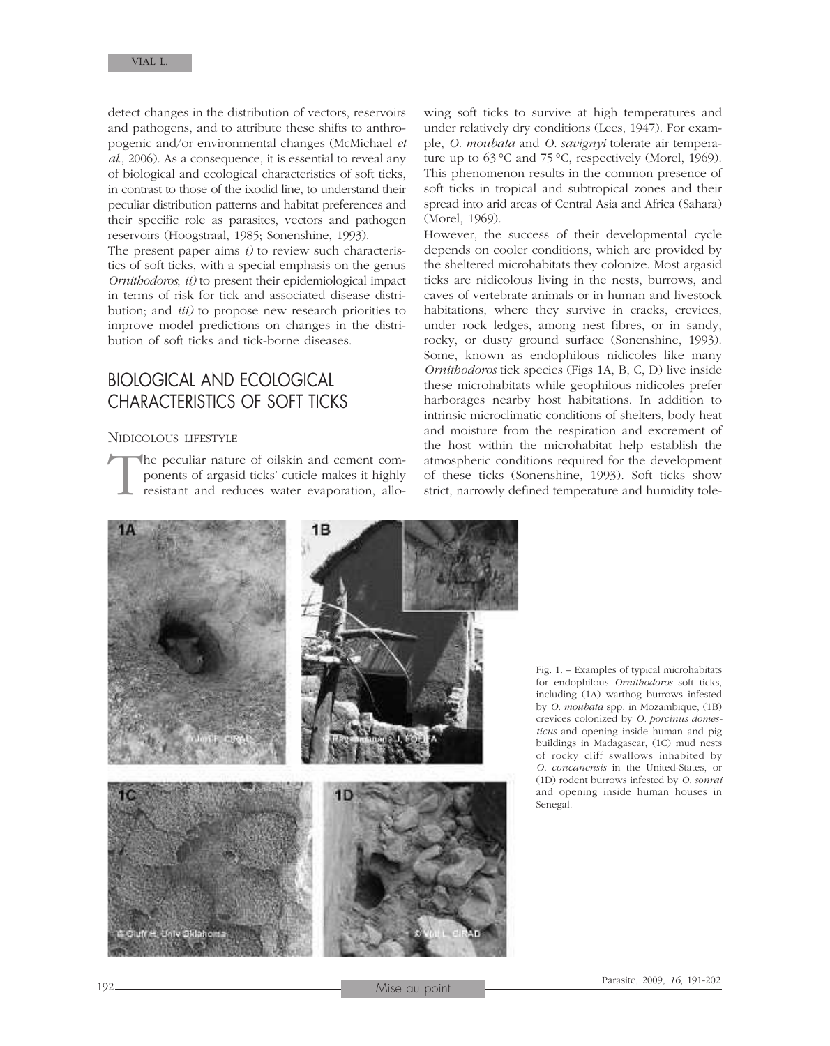detect changes in the distribution of vectors, reservoirs and pathogens, and to attribute these shifts to anthropogenic and/or environmental changes (McMichael *et al.*, 2006). As a consequence, it is essential to reveal any of biological and ecological characteristics of soft ticks, in contrast to those of the ixodid line, to understand their peculiar distribution patterns and habitat preferences and their specific role as parasites, vectors and pathogen reservoirs (Hoogstraal, 1985; Sonenshine, 1993).

The present paper aims *i)* to review such characteristics of soft ticks, with a special emphasis on the genus *Ornithodoros*; *ii)* to present their epidemiological impact in terms of risk for tick and associated disease distribution; and *iii)* to propose new research priorities to improve model predictions on changes in the distribution of soft ticks and tick-borne diseases.

## BIOLOGICAL AND ECOLOGICAL CHARACTERISTICS OF SOFT TICKS

### NIDICOLOUS LIFESTYLE

The peculiar nature of oilskin and cement components of argasid ticks' cuticle makes it highly resistant and reduces water evaporation, allowing soft ticks to survive at high temperatures and under relatively dry conditions (Lees, 1947). For example, *O. moubata* and *O. savignyi* tolerate air temperature up to 63 °C and 75 °C, respectively (Morel, 1969). This phenomenon results in the common presence of soft ticks in tropical and subtropical zones and their spread into arid areas of Central Asia and Africa (Sahara) (Morel, 1969).

However, the success of their developmental cycle depends on cooler conditions, which are provided by the sheltered microhabitats they colonize. Most argasid ticks are nidicolous living in the nests, burrows, and caves of vertebrate animals or in human and livestock habitations, where they survive in cracks, crevices, under rock ledges, among nest fibres, or in sandy, rocky, or dusty ground surface (Sonenshine, 1993). Some, known as endophilous nidicoles like many *Ornithodoros* tick species (Figs 1A, B, C, D) live inside these microhabitats while geophilous nidicoles prefer harborages nearby host habitations. In addition to intrinsic microclimatic conditions of shelters, body heat and moisture from the respiration and excrement of the host within the microhabitat help establish the atmospheric conditions required for the development of these ticks (Sonenshine, 1993). Soft ticks show strict, narrowly defined temperature and humidity tole-

Fig. 1. – Examples of typical microhabitats for endophilous *Ornithodoros* soft ticks, including (1A) warthog burrows infested by *O. moubata* spp. in Mozambique, (1B) crevices colonized by *O. porcinus domesticus* and opening inside human and pig buildings in Madagascar, (1C) mud nests of rocky cliff swallows inhabited by *O. concanensis* in the United-States, or (1D) rodent burrows infested by *O. sonrai* and opening inside human houses in Senegal.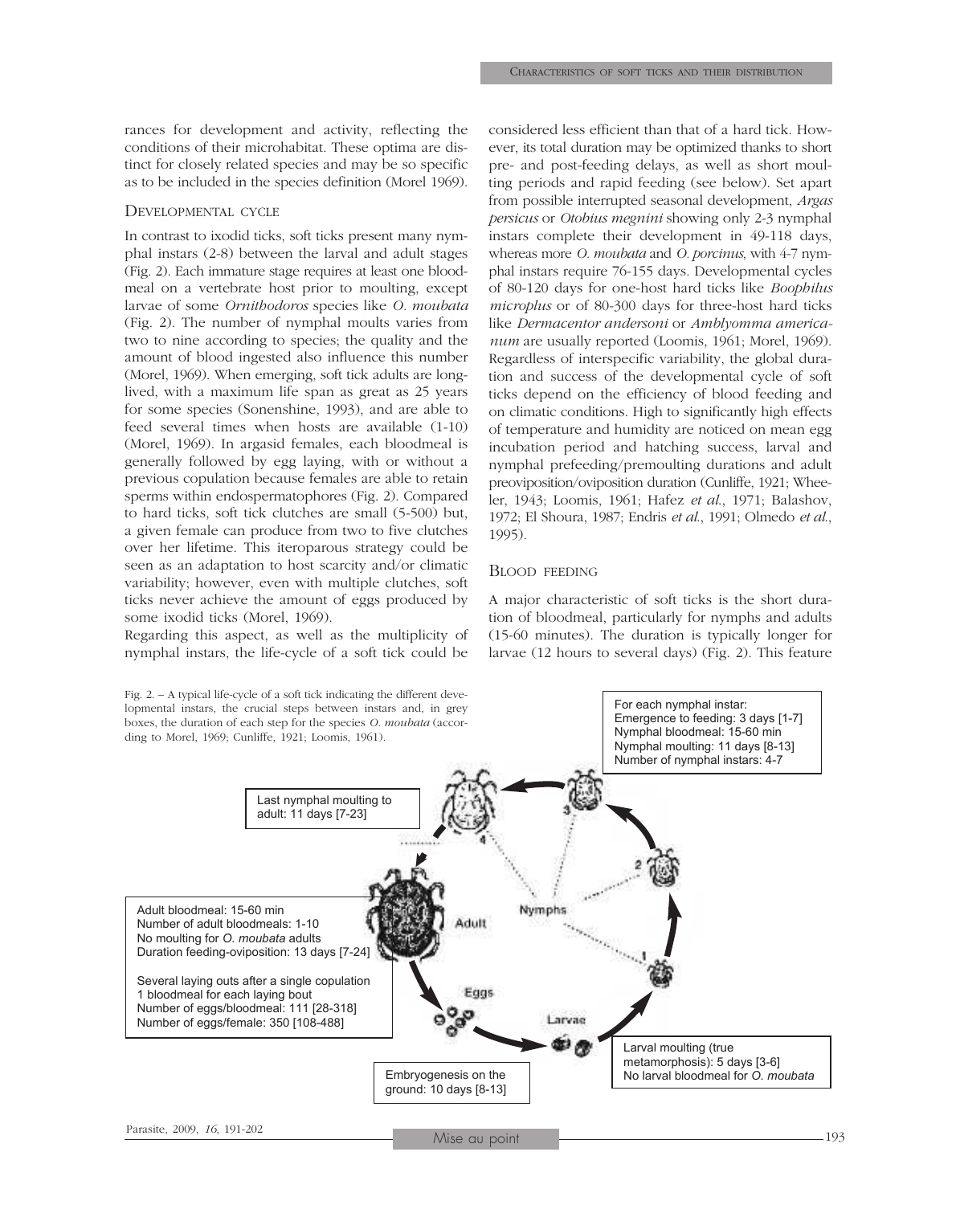rances for development and activity, reflecting the conditions of their microhabitat. These optima are distinct for closely related species and may be so specific as to be included in the species definition (Morel 1969).

## Developmental cycle

In contrast to ixodid ticks, soft ticks present many nymphal instars (2-8) between the larval and adult stages (Fig. 2). Each immature stage requires at least one bloodmeal on a vertebrate host prior to moulting, except larvae of some *Ornithodoros* species like *O. moubata* (Fig. 2). The number of nymphal moults varies from two to nine according to species; the quality and the amount of blood ingested also influence this number (Morel, 1969). When emerging, soft tick adults are long-lived, with a maximum life span as great as 25 years for some species (Sonenshine, 1993), and are able to feed several times when hosts are available (1-10) (Morel, 1969). In argasid females, each bloodmeal is generally followed by egg laying, with or without a previous copulation because females are able to retain sperms within endospermatophores (Fig. 2). Compared to hard ticks, soft tick clutches are small (5-500) but, a given female can produce from two to five clutches over her lifetime. This iteroparous strategy could be seen as an adaptation to host scarcity and/or climatic variability; however, even with multiple clutches, soft ticks never achieve the amount of eggs produced by some ixodid ticks (Morel, 1969).

Regarding this aspect, as well as the multiplicity of nymphal instars, the life-cycle of a soft tick could be considered less efficient than that of a hard tick. However, its total duration may be optimized thanks to short pre- and post-feeding delays, as well as short moulting periods and rapid feeding (see below). Set apart from possible interrupted seasonal development, *Argas persicus* or *Otobius megnini* showing only 2-3 nymphal instars complete their development in 49-118 days, whereas more *O. moubata* and *O. porcinus*, with 4-7 nymphal instars require 76-155 days. Developmental cycles of 80-120 days for one-host hard ticks like *Boophilus microplus* or of 80-300 days for three-host hard ticks like *Dermacentor andersoni* or *Amblyomma americanum* are usually reported (Loomis, 1961; Morel, 1969). Regardless of interspecific variability, the global duration and success of the developmental cycle of soft ticks depend on the efficiency of blood feeding and on climatic conditions. High to significantly high effects of temperature and humidity are noticed on mean egg incubation period and hatching success, larval and nymphal prefeeding/premoulting durations and adult preoviposition/oviposition duration (Cunliffe, 1921; Wheeler, 1943; Loomis, 1961; Hafez *et al.*, 1971; Balashov, 1972; El Shoura, 1987; Endris *et al.*, 1991; Olmedo *et al.*, 1995).

## Blood feeding

A major characteristic of soft ticks is the short duration of bloodmeal, particularly for nymphs and adults (15-60 minutes). The duration is typically longer for larvae (12 hours to several days) (Fig. 2). This feature

Fig. 2. – A typical life-cycle of a soft tick indicating the different developmental instars, the crucial steps between instars and, in grey boxes, the duration of each step for the species *O. moubata* (according to Morel, 1969; Cunliffe, 1921; Loomis, 1961).

For each nymphal instar:
Emergence to feeding: 3 days [1-7]
Nymphal bloodmeal: 15-60 min
Nymphal moulting: 11 days [8-13]
Number of nymphal instars: 4-7

Last nymphal moulting to adult: 11 days [7-23]

Adult bloodmeal: 15-60 min
Number of adult bloodmeals: 1-10
No moulting for *O. moubata* adults
Duration feeding-oviposition: 13 days [7-24]

Several laying outs after a single copulation
1 bloodmeal for each laying bout
Number of eggs/bloodmeal: 111 [28-318]
Number of eggs/female: 350 [108-488]

Embryogenesis on the ground: 10 days [8-13]

Larval moulting (true metamorphosis): 5 days [3-6]
No larval bloodmeal for *O. moubata*

Nymphs — Adult — Eggs — Larvae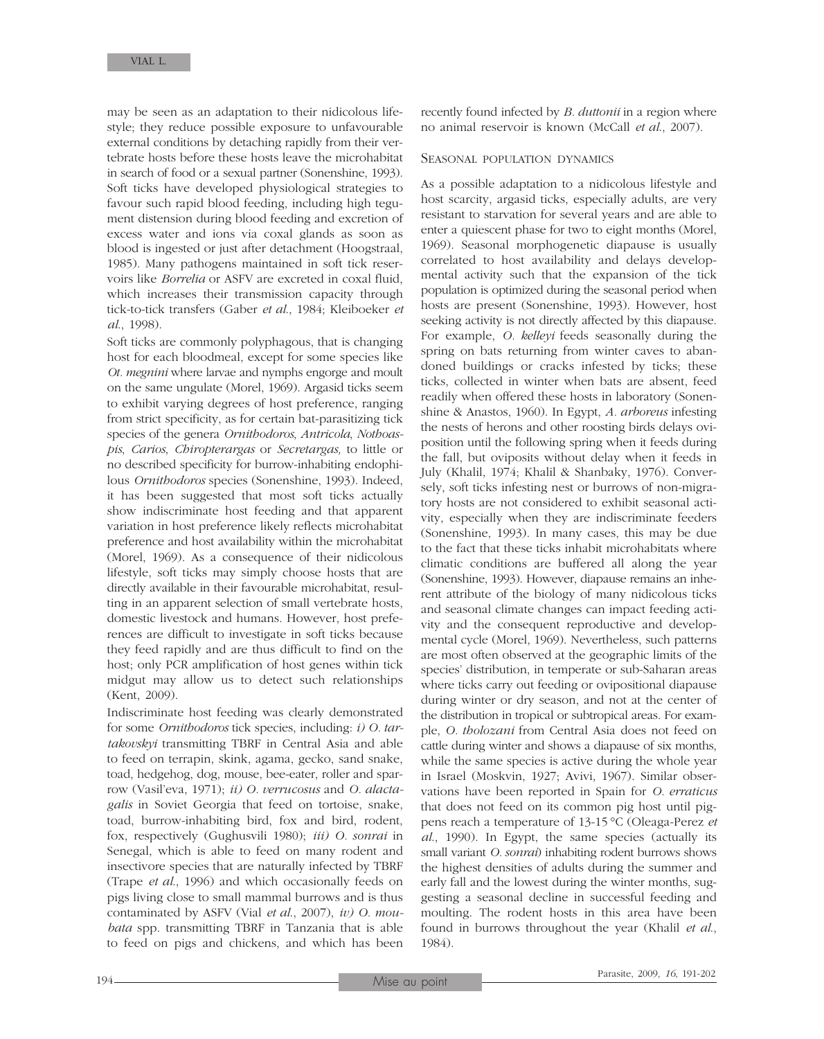may be seen as an adaptation to their nidicolous lifestyle; they reduce possible exposure to unfavourable external conditions by detaching rapidly from their vertebrate hosts before these hosts leave the microhabitat in search of food or a sexual partner (Sonenshine, 1993). Soft ticks have developed physiological strategies to favour such rapid blood feeding, including high tegument distension during blood feeding and excretion of excess water and ions via coxal glands as soon as blood is ingested or just after detachment (Hoogstraal, 1985). Many pathogens maintained in soft tick reservoirs like *Borrelia* or ASFV are excreted in coxal fluid, which increases their transmission capacity through tick-to-tick transfers (Gaber *et al.*, 1984; Kleiboeker *et al.*, 1998).

Soft ticks are commonly polyphagous, that is changing host for each bloodmeal, except for some species like *Ot. megnini* where larvae and nymphs engorge and moult on the same ungulate (Morel, 1969). Argasid ticks seem to exhibit varying degrees of host preference, ranging from strict specificity, as for certain bat-parasitizing tick species of the genera *Ornithodoros*, *Antricola*, *Nothoaspis*, *Carios*, *Chiropterargas* or *Secretargas,* to little or no described specificity for burrow-inhabiting endophilous *Ornithodoros* species (Sonenshine, 1993). Indeed, it has been suggested that most soft ticks actually show indiscriminate host feeding and that apparent variation in host preference likely reflects microhabitat preference and host availability within the microhabitat (Morel, 1969). As a consequence of their nidicolous lifestyle, soft ticks may simply choose hosts that are directly available in their favourable microhabitat, resulting in an apparent selection of small vertebrate hosts, domestic livestock and humans. However, host preferences are difficult to investigate in soft ticks because they feed rapidly and are thus difficult to find on the host; only PCR amplification of host genes within tick midgut may allow us to detect such relationships (Kent, 2009).

Indiscriminate host feeding was clearly demonstrated for some *Ornithodoros* tick species, including: *i) O. tartakovskyi* transmitting TBRF in Central Asia and able to feed on terrapin, skink, agama, gecko, sand snake, toad, hedgehog, dog, mouse, bee-eater, roller and sparrow (Vasil'eva, 1971); *ii) O. verrucosus* and *O. alactagalis* in Soviet Georgia that feed on tortoise, snake, toad, burrow-inhabiting bird, fox and bird, rodent, fox, respectively (Gughusvili 1980); *iii) O. sonrai* in Senegal, which is able to feed on many rodent and insectivore species that are naturally infected by TBRF (Trape *et al.*, 1996) and which occasionally feeds on pigs living close to small mammal burrows and is thus contaminated by ASFV (Vial *et al.*, 2007), *iv) O. moubata* spp. transmitting TBRF in Tanzania that is able to feed on pigs and chickens, and which has been recently found infected by *B. duttonii* in a region where no animal reservoir is known (McCall *et al.*, 2007).

## Seasonal population dynamics

As a possible adaptation to a nidicolous lifestyle and host scarcity, argasid ticks, especially adults, are very resistant to starvation for several years and are able to enter a quiescent phase for two to eight months (Morel, 1969). Seasonal morphogenetic diapause is usually correlated to host availability and delays developmental activity such that the expansion of the tick population is optimized during the seasonal period when hosts are present (Sonenshine, 1993). However, host seeking activity is not directly affected by this diapause. For example, *O. kelleyi* feeds seasonally during the spring on bats returning from winter caves to abandoned buildings or cracks infested by ticks; these ticks, collected in winter when bats are absent, feed readily when offered these hosts in laboratory (Sonenshine & Anastos, 1960). In Egypt, *A. arboreus* infesting the nests of herons and other roosting birds delays oviposition until the following spring when it feeds during the fall, but oviposits without delay when it feeds in July (Khalil, 1974; Khalil & Shanbaky, 1976). Conversely, soft ticks infesting nest or burrows of non-migratory hosts are not considered to exhibit seasonal activity, especially when they are indiscriminate feeders (Sonenshine, 1993). In many cases, this may be due to the fact that these ticks inhabit microhabitats where climatic conditions are buffered all along the year (Sonenshine, 1993). However, diapause remains an inherent attribute of the biology of many nidicolous ticks and seasonal climate changes can impact feeding activity and the consequent reproductive and developmental cycle (Morel, 1969). Nevertheless, such patterns are most often observed at the geographic limits of the species' distribution, in temperate or sub-Saharan areas where ticks carry out feeding or ovipositional diapause during winter or dry season, and not at the center of the distribution in tropical or subtropical areas. For example, *O. tholozani* from Central Asia does not feed on cattle during winter and shows a diapause of six months, while the same species is active during the whole year in Israel (Moskvin, 1927; Avivi, 1967). Similar observations have been reported in Spain for *O. erraticus* that does not feed on its common pig host until pigpens reach a temperature of 13-15 °C (Oleaga-Perez *et al.*, 1990). In Egypt, the same species (actually its small variant *O. sonrai*) inhabiting rodent burrows shows the highest densities of adults during the summer and early fall and the lowest during the winter months, suggesting a seasonal decline in successful feeding and moulting. The rodent hosts in this area have been found in burrows throughout the year (Khalil *et al.*, 1984).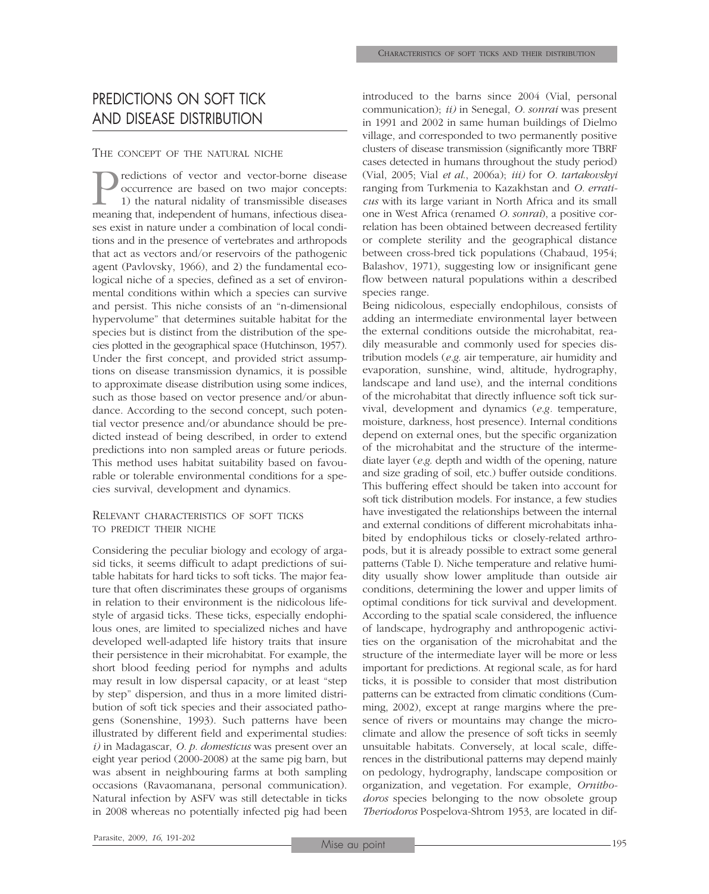## PREDICTIONS ON SOFT TICK AND DISEASE DISTRIBUTION

### THE CONCEPT OF THE NATURAL NICHE

Predictions of vector and vector-borne disease occurrence are based on two major concepts: 1) the natural nidality of transmissible diseases meaning that, independent of humans, infectious diseases exist in nature under a combination of local conditions and in the presence of vertebrates and arthropods that act as vectors and/or reservoirs of the pathogenic agent (Pavlovsky, 1966), and 2) the fundamental ecological niche of a species, defined as a set of environmental conditions within which a species can survive and persist. This niche consists of an "n-dimensional hypervolume" that determines suitable habitat for the species but is distinct from the distribution of the species plotted in the geographical space (Hutchinson, 1957). Under the first concept, and provided strict assumptions on disease transmission dynamics, it is possible to approximate disease distribution using some indices, such as those based on vector presence and/or abundance. According to the second concept, such potential vector presence and/or abundance should be predicted instead of being described, in order to extend predictions into non sampled areas or future periods. This method uses habitat suitability based on favourable or tolerable environmental conditions for a species survival, development and dynamics.

### RELEVANT CHARACTERISTICS OF SOFT TICKS TO PREDICT THEIR NICHE

Considering the peculiar biology and ecology of argasid ticks, it seems difficult to adapt predictions of suitable habitats for hard ticks to soft ticks. The major feature that often discriminates these groups of organisms in relation to their environment is the nidicolous lifestyle of argasid ticks. These ticks, especially endophilous ones, are limited to specialized niches and have developed well-adapted life history traits that insure their persistence in their microhabitat. For example, the short blood feeding period for nymphs and adults may result in low dispersal capacity, or at least "step by step" dispersion, and thus in a more limited distribution of soft tick species and their associated pathogens (Sonenshine, 1993). Such patterns have been illustrated by different field and experimental studies: *i)* in Madagascar, *O. p. domesticus* was present over an eight year period (2000-2008) at the same pig barn, but was absent in neighbouring farms at both sampling occasions (Ravaomanana, personal communication). Natural infection by ASFV was still detectable in ticks in 2008 whereas no potentially infected pig had been introduced to the barns since 2004 (Vial, personal communication); *ii)* in Senegal, *O. sonrai* was present in 1991 and 2002 in same human buildings of Dielmo village, and corresponded to two permanently positive clusters of disease transmission (significantly more TBRF cases detected in humans throughout the study period) (Vial, 2005; Vial *et al.*, 2006a); *iii)* for *O. tartakovskyi* ranging from Turkmenia to Kazakhstan and *O. erraticus* with its large variant in North Africa and its small one in West Africa (renamed *O. sonrai*), a positive correlation has been obtained between decreased fertility or complete sterility and the geographical distance between cross-bred tick populations (Chabaud, 1954; Balashov, 1971), suggesting low or insignificant gene flow between natural populations within a described species range.

Being nidicolous, especially endophilous, consists of adding an intermediate environmental layer between the external conditions outside the microhabitat, readily measurable and commonly used for species distribution models (*e.g.* air temperature, air humidity and evaporation, sunshine, wind, altitude, hydrography, landscape and land use), and the internal conditions of the microhabitat that directly influence soft tick survival, development and dynamics (*e.g.* temperature, moisture, darkness, host presence). Internal conditions depend on external ones, but the specific organization of the microhabitat and the structure of the intermediate layer (*e.g.* depth and width of the opening, nature and size grading of soil, etc.) buffer outside conditions. This buffering effect should be taken into account for soft tick distribution models. For instance, a few studies have investigated the relationships between the internal and external conditions of different microhabitats inhabited by endophilous ticks or closely-related arthropods, but it is already possible to extract some general patterns (Table I). Niche temperature and relative humidity usually show lower amplitude than outside air conditions, determining the lower and upper limits of optimal conditions for tick survival and development. According to the spatial scale considered, the influence of landscape, hydrography and anthropogenic activities on the organisation of the microhabitat and the structure of the intermediate layer will be more or less important for predictions. At regional scale, as for hard ticks, it is possible to consider that most distribution patterns can be extracted from climatic conditions (Cumming, 2002), except at range margins where the presence of rivers or mountains may change the microclimate and allow the presence of soft ticks in seemly unsuitable habitats. Conversely, at local scale, differences in the distributional patterns may depend mainly on pedology, hydrography, landscape composition or organization, and vegetation. For example, *Ornithodoros* species belonging to the now obsolete group *Theriodoros* Pospelova-Shtrom 1953, are located in dif-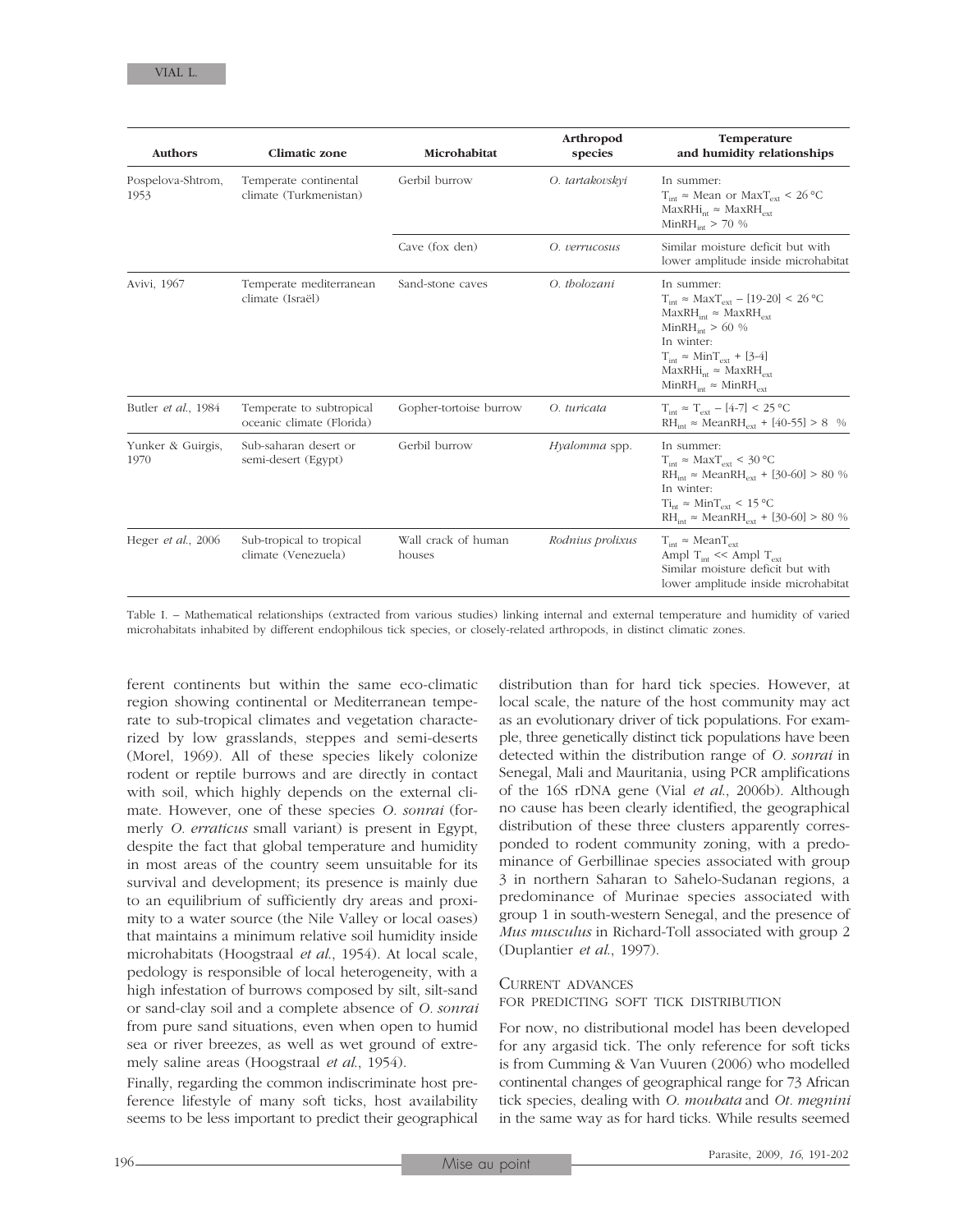| Authors | Climatic zone | Microhabitat | Arthropod species | Temperature and humidity relationships |
|---|---|---|---|---|
| Pospelova-Shtrom, 1953 | Temperate continental climate (Turkmenistan) | Gerbil burrow | *O. tartakovskyi* | In summer: $T_{int} \approx$ Mean or Max$T_{ext}$ < 26 °C Max$RHi_{nt} \approx$ Max$RH_{ext}$ Min$RH_{int}$ > 70 % |
| | | Cave (fox den) | *O. verrucosus* | Similar moisture deficit but with lower amplitude inside microhabitat |
| Avivi, 1967 | Temperate mediterranean climate (Israël) | Sand-stone caves | *O. tholozani* | In summer: $T_{int} \approx$ Max$T_{ext}$ – [19-20] < 26 °C Max$RH_{int} \approx$ Max$RH_{ext}$ Min$RH_{int}$ > 60 % In winter: $T_{int} \approx$ Min$T_{ext}$ + [3-4] Max$RHi_{nt} \approx$ Max$RH_{ext}$ Min$RH_{int} \approx$ Min$RH_{ext}$ |
| Butler *et al.*, 1984 | Temperate to subtropical oceanic climate (Florida) | Gopher-tortoise burrow | *O. turicata* | $T_{int} \approx T_{ext}$ – [4-7] < 25 °C $RH_{int} \approx$ Mean$RH_{ext}$ + [40-55] > 8 % |
| Yunker & Guirgis, 1970 | Sub-saharan desert or semi-desert (Egypt) | Gerbil burrow | *Hyalomma* spp. | In summer: $T_{int} \approx$ Max$T_{ext}$ < 30 °C $RH_{int} \approx$ Mean$RH_{ext}$ + [30-60] > 80 % In winter: $Ti_{nt} \approx$ Min$T_{ext}$ < 15 °C $RH_{int} \approx$ Mean$RH_{ext}$ + [30-60] > 80 % |
| Heger *et al.*, 2006 | Sub-tropical to tropical climate (Venezuela) | Wall crack of human houses | *Rodnius prolixus* | $T_{int} \approx$ Mean$T_{ext}$ Ampl $T_{int}$ << Ampl $T_{ext}$ Similar moisture deficit but with lower amplitude inside microhabitat |

Table I. – Mathematical relationships (extracted from various studies) linking internal and external temperature and humidity of varied microhabitats inhabited by different endophilous tick species, or closely-related arthropods, in distinct climatic zones.

ferent continents but within the same eco-climatic region showing continental or Mediterranean temperate to sub-tropical climates and vegetation characterized by low grasslands, steppes and semi-deserts (Morel, 1969). All of these species likely colonize rodent or reptile burrows and are directly in contact with soil, which highly depends on the external climate. However, one of these species *O. sonrai* (formerly *O. erraticus* small variant) is present in Egypt, despite the fact that global temperature and humidity in most areas of the country seem unsuitable for its survival and development; its presence is mainly due to an equilibrium of sufficiently dry areas and proximity to a water source (the Nile Valley or local oases) that maintains a minimum relative soil humidity inside microhabitats (Hoogstraal *et al.*, 1954). At local scale, pedology is responsible of local heterogeneity, with a high infestation of burrows composed by silt, silt-sand or sand-clay soil and a complete absence of *O. sonrai* from pure sand situations, even when open to humid sea or river breezes, as well as wet ground of extremely saline areas (Hoogstraal *et al.*, 1954).

Finally, regarding the common indiscriminate host preference lifestyle of many soft ticks, host availability seems to be less important to predict their geographical distribution than for hard tick species. However, at local scale, the nature of the host community may act as an evolutionary driver of tick populations. For example, three genetically distinct tick populations have been detected within the distribution range of *O. sonrai* in Senegal, Mali and Mauritania, using PCR amplifications of the 16S rDNA gene (Vial *et al.*, 2006b). Although no cause has been clearly identified, the geographical distribution of these three clusters apparently corresponded to rodent community zoning, with a predominance of Gerbillinae species associated with group 3 in northern Saharan to Sahelo-Sudanan regions, a predominance of Murinae species associated with group 1 in south-western Senegal, and the presence of *Mus musculus* in Richard-Toll associated with group 2 (Duplantier *et al.*, 1997).

## Current advances for predicting soft tick distribution

For now, no distributional model has been developed for any argasid tick. The only reference for soft ticks is from Cumming & Van Vuuren (2006) who modelled continental changes of geographical range for 73 African tick species, dealing with *O. moubata* and *Ot. megnini* in the same way as for hard ticks. While results seemed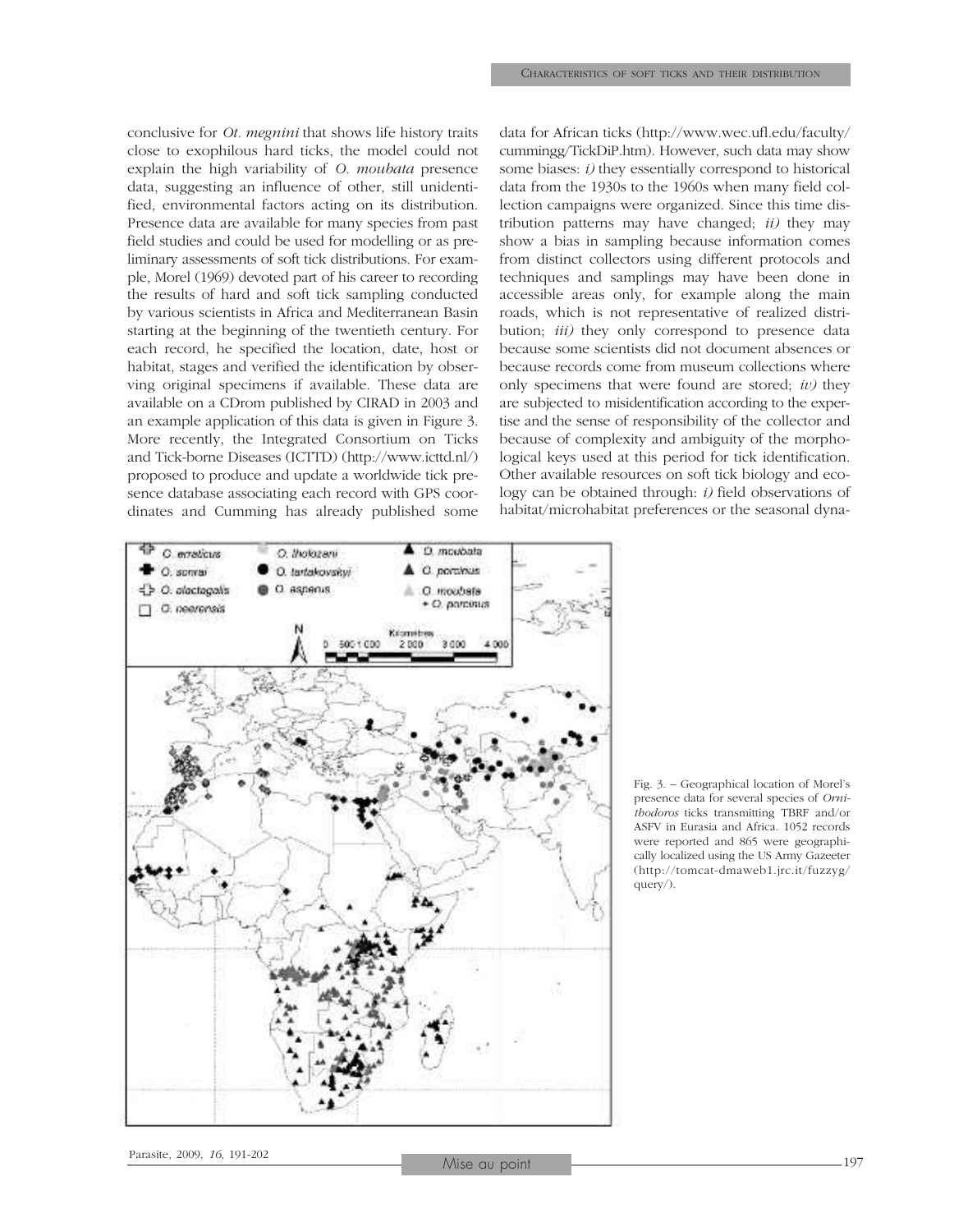conclusive for *Ot. megnini* that shows life history traits close to exophilous hard ticks, the model could not explain the high variability of *O. moubata* presence data, suggesting an influence of other, still unidentified, environmental factors acting on its distribution. Presence data are available for many species from past field studies and could be used for modelling or as preliminary assessments of soft tick distributions. For example, Morel (1969) devoted part of his career to recording the results of hard and soft tick sampling conducted by various scientists in Africa and Mediterranean Basin starting at the beginning of the twentieth century. For each record, he specified the location, date, host or habitat, stages and verified the identification by observing original specimens if available. These data are available on a CDrom published by CIRAD in 2003 and an example application of this data is given in Figure 3. More recently, the Integrated Consortium on Ticks and Tick-borne Diseases (ICTTD) (http://www.icttd.nl/) proposed to produce and update a worldwide tick presence database associating each record with GPS coordinates and Cumming has already published some data for African ticks (http://www.wec.ufl.edu/faculty/cummingg/TickDiP.htm). However, such data may show some biases: *i)* they essentially correspond to historical data from the 1930s to the 1960s when many field collection campaigns were organized. Since this time distribution patterns may have changed; *ii)* they may show a bias in sampling because information comes from distinct collectors using different protocols and techniques and samplings may have been done in accessible areas only, for example along the main roads, which is not representative of realized distribution; *iii)* they only correspond to presence data because some scientists did not document absences or because records come from museum collections where only specimens that were found are stored; *iv)* they are subjected to misidentification according to the expertise and the sense of responsibility of the collector and because of complexity and ambiguity of the morphological keys used at this period for tick identification. Other available resources on soft tick biology and ecology can be obtained through: *i)* field observations of habitat/microhabitat preferences or the seasonal dyna-

Fig. 3. – Geographical location of Morel's presence data for several species of *Ornithodoros* ticks transmitting TBRF and/or ASFV in Eurasia and Africa. 1052 records were reported and 865 were geographically localized using the US Army Gazeeter (http://tomcat-dmaweb1.jrc.it/fuzzyg/query/).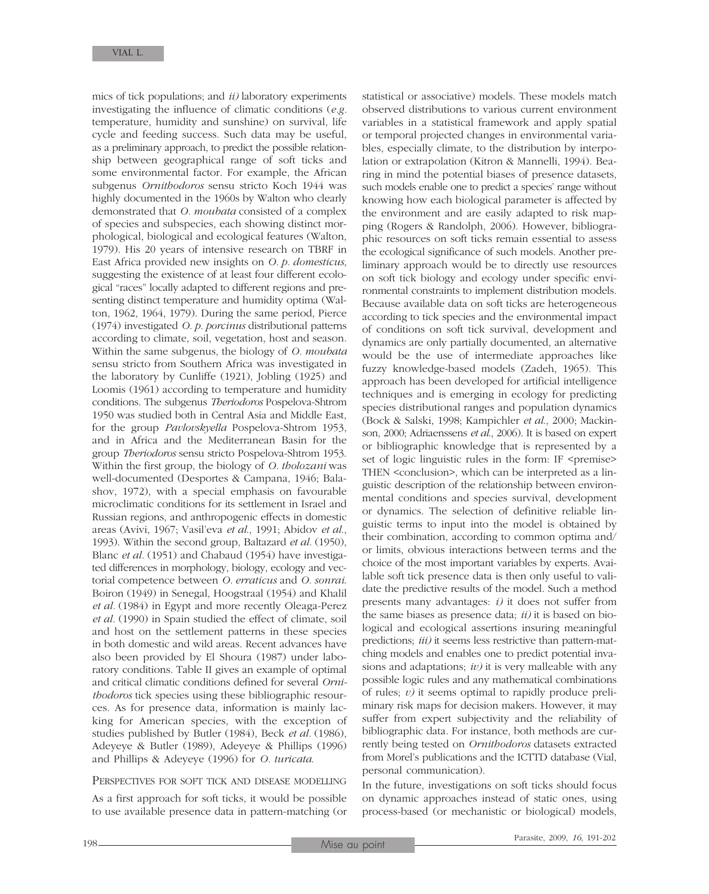mics of tick populations; and *ii)* laboratory experiments investigating the influence of climatic conditions (*e.g.* temperature, humidity and sunshine) on survival, life cycle and feeding success. Such data may be useful, as a preliminary approach, to predict the possible relationship between geographical range of soft ticks and some environmental factor. For example, the African subgenus *Ornithodoros* sensu stricto Koch 1944 was highly documented in the 1960s by Walton who clearly demonstrated that *O. moubata* consisted of a complex of species and subspecies, each showing distinct morphological, biological and ecological features (Walton, 1979). His 20 years of intensive research on TBRF in East Africa provided new insights on *O. p. domesticus*, suggesting the existence of at least four different ecological "races" locally adapted to different regions and presenting distinct temperature and humidity optima (Walton, 1962, 1964, 1979). During the same period, Pierce (1974) investigated *O. p. porcinus* distributional patterns according to climate, soil, vegetation, host and season. Within the same subgenus, the biology of *O. moubata* sensu stricto from Southern Africa was investigated in the laboratory by Cunliffe (1921), Jobling (1925) and Loomis (1961) according to temperature and humidity conditions. The subgenus *Theriodoros* Pospelova-Shtrom 1950 was studied both in Central Asia and Middle East, for the group *Pavlovskyella* Pospelova-Shtrom 1953, and in Africa and the Mediterranean Basin for the group *Theriodoros* sensu stricto Pospelova-Shtrom 1953. Within the first group, the biology of *O. tholozani* was well-documented (Desportes & Campana, 1946; Balashov, 1972), with a special emphasis on favourable microclimatic conditions for its settlement in Israel and Russian regions, and anthropogenic effects in domestic areas (Avivi, 1967; Vasil'eva *et al.*, 1991; Abidov *et al.*, 1993). Within the second group, Baltazard *et al.* (1950), Blanc *et al.* (1951) and Chabaud (1954) have investigated differences in morphology, biology, ecology and vectorial competence between *O. erraticus* and *O. sonrai*. Boiron (1949) in Senegal, Hoogstraal (1954) and Khalil *et al.* (1984) in Egypt and more recently Oleaga-Perez *et al.* (1990) in Spain studied the effect of climate, soil and host on the settlement patterns in these species in both domestic and wild areas. Recent advances have also been provided by El Shoura (1987) under laboratory conditions. Table II gives an example of optimal and critical climatic conditions defined for several *Ornithodoros* tick species using these bibliographic resources. As for presence data, information is mainly lacking for American species, with the exception of studies published by Butler (1984), Beck *et al.* (1986), Adeyeye & Butler (1989), Adeyeye & Phillips (1996) and Phillips & Adeyeye (1996) for *O. turicata*.

## Perspectives for soft tick and disease modelling

As a first approach for soft ticks, it would be possible to use available presence data in pattern-matching (or statistical or associative) models. These models match observed distributions to various current environment variables in a statistical framework and apply spatial or temporal projected changes in environmental variables, especially climate, to the distribution by interpolation or extrapolation (Kitron & Mannelli, 1994). Bearing in mind the potential biases of presence datasets, such models enable one to predict a species' range without knowing how each biological parameter is affected by the environment and are easily adapted to risk mapping (Rogers & Randolph, 2006). However, bibliographic resources on soft ticks remain essential to assess the ecological significance of such models. Another preliminary approach would be to directly use resources on soft tick biology and ecology under specific environmental constraints to implement distribution models. Because available data on soft ticks are heterogeneous according to tick species and the environmental impact of conditions on soft tick survival, development and dynamics are only partially documented, an alternative would be the use of intermediate approaches like fuzzy knowledge-based models (Zadeh, 1965). This approach has been developed for artificial intelligence techniques and is emerging in ecology for predicting species distributional ranges and population dynamics (Bock & Salski, 1998; Kampichler *et al.*, 2000; Mackinson, 2000; Adriaenssens *et al.*, 2006). It is based on expert or bibliographic knowledge that is represented by a set of logic linguistic rules in the form: IF <premise> THEN <conclusion>, which can be interpreted as a linguistic description of the relationship between environmental conditions and species survival, development or dynamics. The selection of definitive reliable linguistic terms to input into the model is obtained by their combination, according to common optima and/or limits, obvious interactions between terms and the choice of the most important variables by experts. Available soft tick presence data is then only useful to validate the predictive results of the model. Such a method presents many advantages: *i)* it does not suffer from the same biases as presence data; *ii)* it is based on biological and ecological assertions insuring meaningful predictions; *iii)* it seems less restrictive than pattern-matching models and enables one to predict potential invasions and adaptations; *iv)* it is very malleable with any possible logic rules and any mathematical combinations of rules; *v)* it seems optimal to rapidly produce preliminary risk maps for decision makers. However, it may suffer from expert subjectivity and the reliability of bibliographic data. For instance, both methods are currently being tested on *Ornithodoros* datasets extracted from Morel's publications and the ICTTD database (Vial, personal communication).

In the future, investigations on soft ticks should focus on dynamic approaches instead of static ones, using process-based (or mechanistic or biological) models,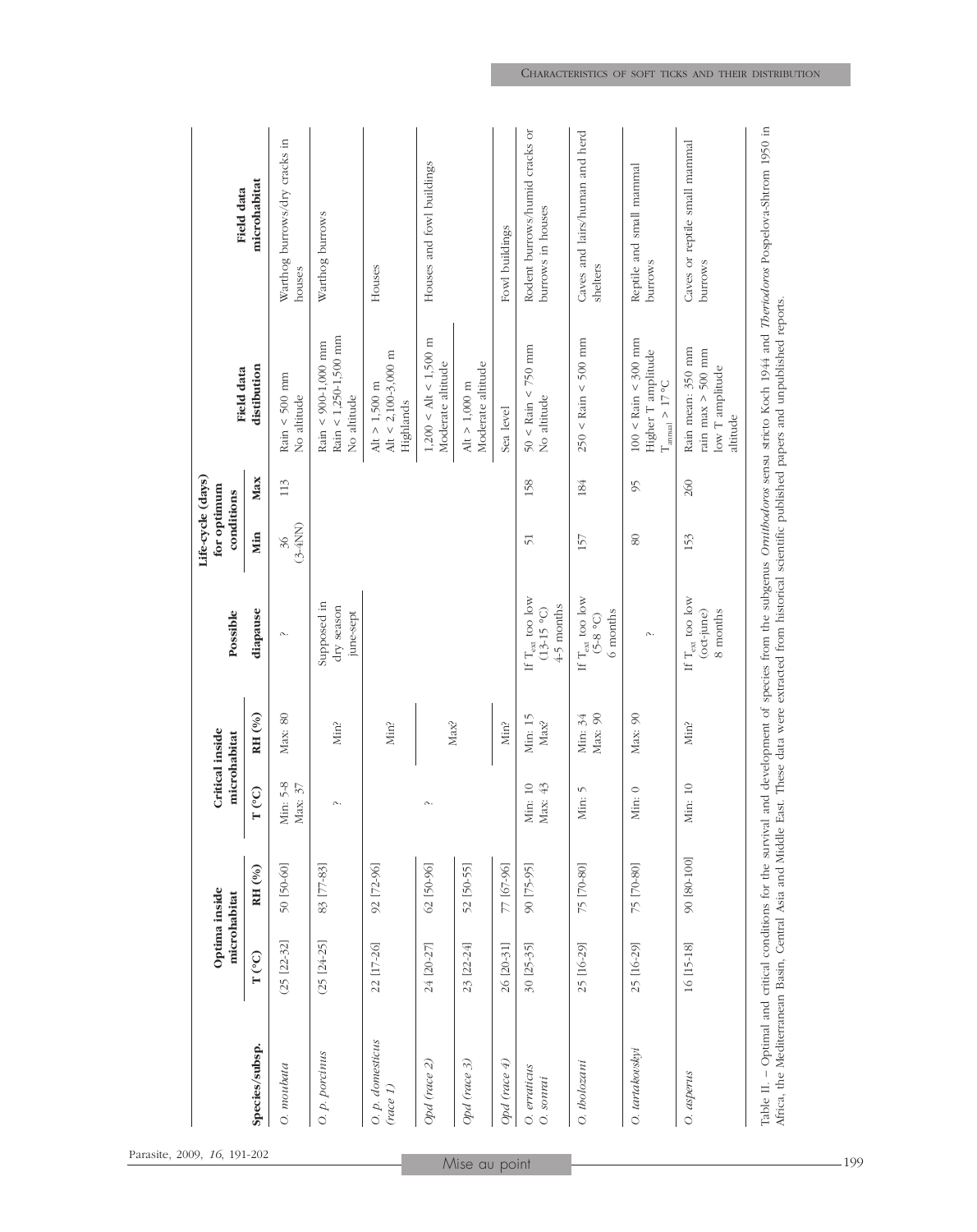| Species/subsp. | Optima inside microhabitat | | Critical inside microhabitat | | Possible diapause | Life-cycle (days) for optimum conditions | | Field data distibution | Field data microhabitat |
|---|---|---|---|---|---|---|---|---|---|
| | T (°C) | RH (%) | T (°C) | RH (%) | | Min | Max | | |
| *O. moubata* | (25 [22-32] | 50 [50-60] | Min: 5-8 Max: 37 | Max: 80 | ? | 36 (3-4NN) | 113 | Rain < 500 mm No altitude | Warthog burrows/dry cracks in houses |
| *O. p. porcinus* | (25 [24-25] | 83 [77-83] | ? | Min? | Supposed in dry season june-sept | | | Rain < 900-1,000 mm Rain < 1,250-1,500 mm No altitude | Warthog burrows |
| *O. p. domesticus (race 1)* | 22 [17-26] | 92 [72-96] | | Min? | | | | Alt > 1,500 m Alt < 2,100-3,000 m Highlands | Houses |
| *Opd (race 2)* | 24 [20-27] | 62 [50-96] | ? | Max? | | | | 1,200 < Alt < 1,500 m Moderate altitude | Houses and fowl buildings |
| *Opd (race 3)* | 23 [22-24] | 52 [50-55] | | | | | | Alt > 1,000 m Moderate altitude | |
| *Opd (race 4)* | 26 [20-31] | 77 [67-96] | | Min? | | | | Sea level | Fowl buildings |
| *O. erraticus O. sonrai* | 30 [25-35] | 90 [75-95] | Min: 10 Max: 43 | Min: 15 Max? | If $T_{ext}$ too low (13-15 °C) 4-5 months | 51 | 158 | 50 < Rain < 750 mm No altitude | Rodent burrows/humid cracks or burrows in houses |
| *O. tholozani* | 25 [16-29] | 75 [70-80] | Min: 5 | Min: 34 Max: 90 | If $T_{ext}$ too low (5-8 °C) 6 months | 157 | 184 | 250 < Rain < 500 mm | Caves and lairs/human and herd shelters |
| *O. tartakovskyi* | 25 [16-29] | 75 [70-80] | Min: 0 | Max: 90 | ? | 80 | 95 | 100 < Rain < 300 mm Higher T amplitude $T_{annual}$ > 17 °C | Reptile and small mammal burrows |
| *O. asperus* | 16 [15-18] | 90 [80-100] | Min: 10 | Min? | If $T_{ext}$ too low (oct-june) 8 months | 153 | 260 | Rain mean: 350 mm rain max > 500 mm low T amplitude altitude | Caves or reptile small mammal burrows |

Table II. – Optimal and critical conditions for the survival and development of species from the subgenus *Ornithodoros* sensu stricto Koch 1944 and *Theriodoros* Pospelova-Shtrom 1950 in Africa, the Mediterranean Basin, Central Asia and Middle East. These data were extracted from historical scientific published papers and unpublished reports.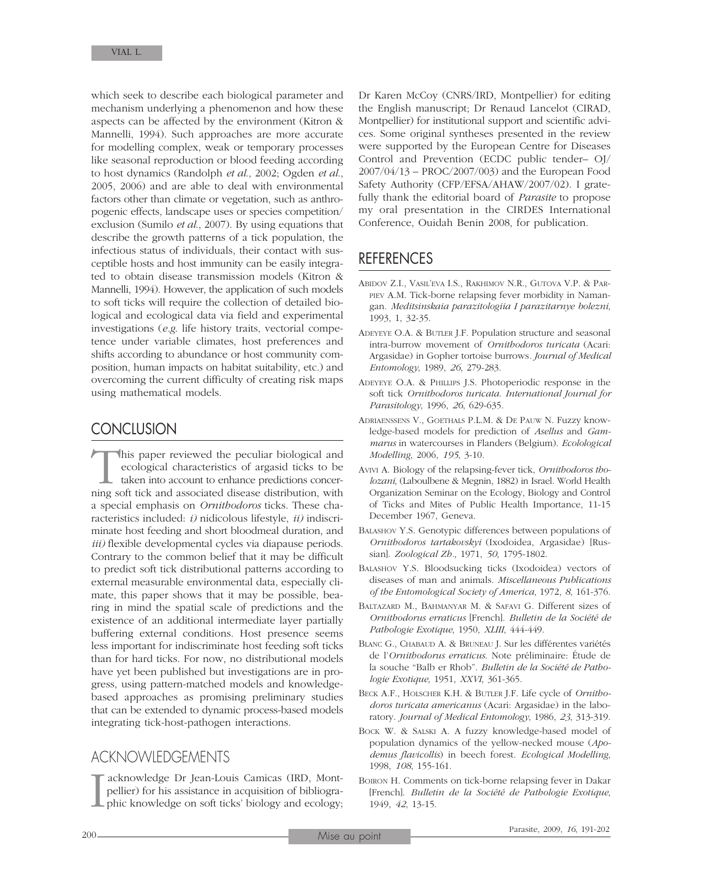which seek to describe each biological parameter and mechanism underlying a phenomenon and how these aspects can be affected by the environment (Kitron & Mannelli, 1994). Such approaches are more accurate for modelling complex, weak or temporary processes like seasonal reproduction or blood feeding according to host dynamics (Randolph *et al.*, 2002; Ogden *et al.*, 2005, 2006) and are able to deal with environmental factors other than climate or vegetation, such as anthropogenic effects, landscape uses or species competition/exclusion (Sumilo *et al.*, 2007). By using equations that describe the growth patterns of a tick population, the infectious status of individuals, their contact with susceptible hosts and host immunity can be easily integrated to obtain disease transmission models (Kitron & Mannelli, 1994). However, the application of such models to soft ticks will require the collection of detailed biological and ecological data via field and experimental investigations (*e.g.* life history traits, vectorial competence under variable climates, host preferences and shifts according to abundance or host community composition, human impacts on habitat suitability, etc.) and overcoming the current difficulty of creating risk maps using mathematical models.

## CONCLUSION

This paper reviewed the peculiar biological and ecological characteristics of argasid ticks to be taken into account to enhance predictions concerning soft tick and associated disease distribution, with a special emphasis on *Ornithodoros* ticks. These characteristics included: *i)* nidicolous lifestyle, *ii)* indiscriminate host feeding and short bloodmeal duration, and *iii)* flexible developmental cycles via diapause periods. Contrary to the common belief that it may be difficult to predict soft tick distributional patterns according to external measurable environmental data, especially climate, this paper shows that it may be possible, bearing in mind the spatial scale of predictions and the existence of an additional intermediate layer partially buffering external conditions. Host presence seems less important for indiscriminate host feeding soft ticks than for hard ticks. For now, no distributional models have yet been published but investigations are in progress, using pattern-matched models and knowledge-based approaches as promising preliminary studies that can be extended to dynamic process-based models integrating tick-host-pathogen interactions.

## ACKNOWLEDGEMENTS

I acknowledge Dr Jean-Louis Camicas (IRD, Montpellier) for his assistance in acquisition of bibliographic knowledge on soft ticks' biology and ecology; Dr Karen McCoy (CNRS/IRD, Montpellier) for editing the English manuscript; Dr Renaud Lancelot (CIRAD, Montpellier) for institutional support and scientific advices. Some original syntheses presented in the review were supported by the European Centre for Diseases Control and Prevention (ECDC public tender– OJ/2007/04/13 – PROC/2007/003) and the European Food Safety Authority (CFP/EFSA/AHAW/2007/02). I gratefully thank the editorial board of *Parasite* to propose my oral presentation in the CIRDES International Conference, Ouidah Benin 2008, for publication.

## REFERENCES

Abidov Z.I., Vasil'eva I.S., Rakhimov N.R., Gutova V.P. & Parpiev A.M. Tick-borne relapsing fever morbidity in Namangan. *Meditsinskaia parazitologiia I parazitarnye bolezni*, 1993, 1, 32-35.

Adeyeye O.A. & Butler J.F. Population structure and seasonal intra-burrow movement of *Ornithodoros turicata* (Acari: Argasidae) in Gopher tortoise burrows. *Journal of Medical Entomology*, 1989, *26*, 279-283.

Adeyeye O.A. & Phillips J.S. Photoperiodic response in the soft tick *Ornithodoros turicata*. *International Journal for Parasitology*, 1996, *26*, 629-635.

Adriaenssens V., Goethals P.L.M. & De Pauw N. Fuzzy knowledge-based models for prediction of *Asellus* and *Gammarus* in watercourses in Flanders (Belgium). *Ecolological Modelling*, 2006, *195*, 3-10.

Avivi A. Biology of the relapsing-fever tick, *Ornithodoros tholozani*, (Laboulbene & Megnin, 1882) in Israel. World Health Organization Seminar on the Ecology, Biology and Control of Ticks and Mites of Public Health Importance, 11-15 December 1967, Geneva.

Balashov Y.S. Genotypic differences between populations of *Ornithodoros tartakovskyi* (Ixodoidea, Argasidae) [Russian]. *Zoological Zh*., 1971, *50*, 1795-1802.

Balashov Y.S. Bloodsucking ticks (Ixodoidea) vectors of diseases of man and animals. *Miscellaneous Publications of the Entomological Society of America*, 1972, *8*, 161-376.

Baltazard M., Bahmanyar M. & Safavi G. Different sizes of *Ornithodorus erraticus* [French]. *Bulletin de la Société de Pathologie Exotique*, 1950, *XLIII*, 444-449.

Blanc G., Chabaud A. & Bruneau J. Sur les différentes variétés de l'*Ornithodorus erraticus*. Note préliminaire: Étude de la souche "Balb er Rhob". *Bulletin de la Société de Pathologie Exotique*, 1951, *XXVI*, 361-365.

Beck A.F., Holscher K.H. & Butler J.F. Life cycle of *Ornithodoros turicata americanus* (Acari: Argasidae) in the laboratory. *Journal of Medical Entomology*, 1986, *23*, 313-319.

Bock W. & Salski A. A fuzzy knowledge-based model of population dynamics of the yellow-necked mouse (*Apodemus flavicollis*) in beech forest. *Ecological Modelling*, 1998, *108*, 155-161.

Boiron H. Comments on tick-borne relapsing fever in Dakar [French]. *Bulletin de la Société de Pathologie Exotique*, 1949, *42*, 13-15.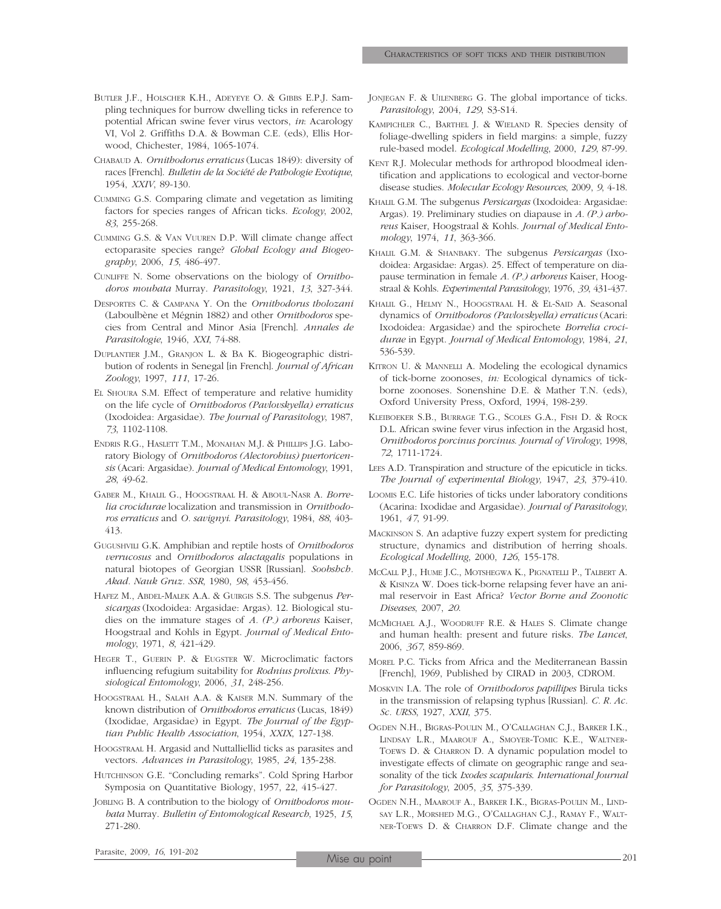Butler J.F., Holscher K.H., Adeyeye O. & Gibbs E.P.J. Sampling techniques for burrow dwelling ticks in reference to potential African swine fever virus vectors, *in*: Acarology VI, Vol 2. Griffiths D.A. & Bowman C.E. (eds), Ellis Horwood, Chichester, 1984, 1065-1074.

Chabaud A. *Ornithodorus erraticus* (Lucas 1849): diversity of races [French]. *Bulletin de la Société de Pathologie Exotique*, 1954, *XXIV*, 89-130.

Cumming G.S. Comparing climate and vegetation as limiting factors for species ranges of African ticks. *Ecology*, 2002, *83*, 255-268.

Cumming G.S. & Van Vuuren D.P. Will climate change affect ectoparasite species range? *Global Ecology and Biogeography*, 2006, *15*, 486-497.

Cunliffe N. Some observations on the biology of *Ornithodoros moubata* Murray. *Parasitology*, 1921, *13*, 327-344.

Desportes C. & Campana Y. On the *Ornithodorus tholozani* (Laboulbène et Mégnin 1882) and other *Ornithodoros* species from Central and Minor Asia [French]. *Annales de Parasitologie*, 1946, *XXI*, 74-88.

Duplantier J.M., Granjon L. & Ba K. Biogeographic distribution of rodents in Senegal [in French]. *Journal of African Zoology*, 1997, *111*, 17-26.

El Shoura S.M. Effect of temperature and relative humidity on the life cycle of *Ornithodoros (Pavlovskyella) erraticus* (Ixodoidea: Argasidae). *The Journal of Parasitology*, 1987, *73*, 1102-1108.

Endris R.G., Haslett T.M., Monahan M.J. & Phillips J.G. Laboratory Biology of *Ornithodoros (Alectorobius) puertoricensis* (Acari: Argasidae). *Journal of Medical Entomology*, 1991, *28*, 49-62.

Gaber M., Khalil G., Hoogstraal H. & Aboul-Nasr A. *Borrelia crocidurae* localization and transmission in *Ornithodoros erraticus* and *O. savignyi*. *Parasitology*, 1984, *88*, 403-413.

Gugushvili G.K. Amphibian and reptile hosts of *Ornithodoros verrucosus* and *Ornithodoros alactagalis* populations in natural biotopes of Georgian USSR [Russian]. *Soobshch. Akad. Nauk Gruz. SSR*, 1980, *98*, 453-456.

Hafez M., Abdel-Malek A.A. & Guirgis S.S. The subgenus *Persicargas* (Ixodoidea: Argasidae: Argas). 12. Biological studies on the immature stages of *A. (P.) arboreus* Kaiser, Hoogstraal and Kohls in Egypt. *Journal of Medical Entomology*, 1971, *8*, 421-429.

Heger T., Guerin P. & Eugster W. Microclimatic factors influencing refugium suitability for *Rodnius prolixus*. *Physiological Entomology*, 2006, *31*, 248-256.

Hoogstraal H., Salah A.A. & Kaiser M.N. Summary of the known distribution of *Ornithodoros erraticus* (Lucas, 1849) (Ixodidae, Argasidae) in Egypt. *The Journal of the Egyptian Public Health Association*, 1954, *XXIX*, 127-138.

Hoogstraal H. Argasid and Nuttalliellid ticks as parasites and vectors. *Advances in Parasitology*, 1985, *24*, 135-238.

Hutchinson G.E. "Concluding remarks". Cold Spring Harbor Symposia on Quantitative Biology, 1957, 22, 415-427.

Jobling B. A contribution to the biology of *Ornithodoros moubata* Murray. *Bulletin of Entomological Research*, 1925, *15*, 271-280.

Jonjegan F. & Uilenberg G. The global importance of ticks. *Parasitology*, 2004, *129*, S3-S14.

Kampichler C., Barthel J. & Wieland R. Species density of foliage-dwelling spiders in field margins: a simple, fuzzy rule-based model. *Ecological Modelling*, 2000, *129*, 87-99.

Kent R.J. Molecular methods for arthropod bloodmeal identification and applications to ecological and vector-borne disease studies. *Molecular Ecology Resources*, 2009, *9*, 4-18.

Khalil G.M. The subgenus *Persicargas* (Ixodoidea: Argasidae: Argas). 19. Preliminary studies on diapause in *A. (P.) arboreus* Kaiser, Hoogstraal & Kohls. *Journal of Medical Entomology*, 1974, *11*, 363-366.

Khalil G.M. & Shanbaky. The subgenus *Persicargas* (Ixodoidea: Argasidae: Argas). 25. Effect of temperature on diapause termination in female *A. (P.) arboreus* Kaiser, Hoogstraal & Kohls. *Experimental Parasitology*, 1976, *39*, 431-437.

Khalil G., Helmy N., Hoogstraal H. & El-Said A. Seasonal dynamics of *Ornithodoros (Pavlovskyella) erraticus* (Acari: Ixodoidea: Argasidae) and the spirochete *Borrelia crocidurae* in Egypt. *Journal of Medical Entomology*, 1984, *21*, 536-539.

Kitron U. & Mannelli A. Modeling the ecological dynamics of tick-borne zoonoses, *in:* Ecological dynamics of tick-borne zoonoses. Sonenshine D.E. & Mather T.N. (eds), Oxford University Press, Oxford, 1994, 198-239.

Kleiboeker S.B., Burrage T.G., Scoles G.A., Fish D. & Rock D.L. African swine fever virus infection in the Argasid host, *Ornithodoros porcinus porcinus*. *Journal of Virology*, 1998, *72*, 1711-1724.

Lees A.D. Transpiration and structure of the epicuticle in ticks. *The Journal of experimental Biology*, 1947, *23*, 379-410.

Loomis E.C. Life histories of ticks under laboratory conditions (Acarina: Ixodidae and Argasidae). *Journal of Parasitology*, 1961, *47*, 91-99.

Mackinson S. An adaptive fuzzy expert system for predicting structure, dynamics and distribution of herring shoals. *Ecological Modelling*, 2000, *126*, 155-178.

McCall P.J., Hume J.C., Motshegwa K., Pignatelli P., Talbert A. & Kisinza W. Does tick-borne relapsing fever have an animal reservoir in East Africa? *Vector Borne and Zoonotic Diseases*, 2007, *20*.

McMichael A.J., Woodruff R.E. & Hales S. Climate change and human health: present and future risks. *The Lancet*, 2006, *367*, 859-869.

Morel P.C. Ticks from Africa and the Mediterranean Bassin [French], 1969, Published by CIRAD in 2003, CDROM.

Moskvin I.A. The role of *Ornithodoros papillipes* Birula ticks in the transmission of relapsing typhus [Russian]. *C. R. Ac. Sc. URSS*, 1927, *XXII*, 375.

Ogden N.H., Bigras-Poulin M., O'Callaghan C.J., Barker I.K., Lindsay L.R., Maarouf A., Smoyer-Tomic K.E., Waltner-Toews D. & Charron D. A dynamic population model to investigate effects of climate on geographic range and seasonality of the tick *Ixodes scapularis*. *International Journal for Parasitology*, 2005, *35*, 375-339.

Ogden N.H., Maarouf A., Barker I.K., Bigras-Poulin M., Lindsay L.R., Morshed M.G., O'Callaghan C.J., Ramay F., Waltner-Toews D. & Charron D.F. Climate change and the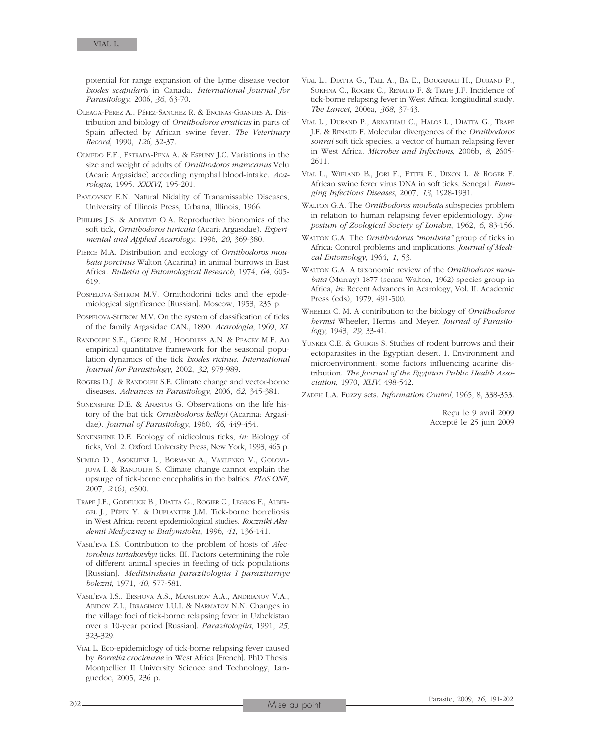potential for range expansion of the Lyme disease vector *Ixodes scapularis* in Canada. *International Journal for Parasitology*, 2006, *36*, 63-70.

Oleaga-Pérez A., Pérez-Sanchez R. & Encinas-Grandes A. Distribution and biology of *Ornithodoros erraticus* in parts of Spain affected by African swine fever. *The Veterinary Record*, 1990, *126*, 32-37.

Olmedo F.F., Estrada-Pena A. & Espuny J.C. Variations in the size and weight of adults of *Ornithodoros marocanus* Velu (Acari: Argasidae) according nymphal blood-intake. *Acarologia*, 1995, *XXXVI*, 195-201.

Pavlovsky E.N. Natural Nidality of Transmissable Diseases, University of Illinois Press, Urbana, Illinois, 1966.

Phillips J.S. & Adeyeye O.A. Reproductive bionomics of the soft tick, *Ornithodoros turicata* (Acari: Argasidae). *Experimental and Applied Acarology*, 1996, *20*, 369-380.

Pierce M.A. Distribution and ecology of *Ornithodoros moubata porcinus* Walton (Acarina) in animal burrows in East Africa. *Bulletin of Entomological Research*, 1974, *64*, 605-619.

Pospelova-Shtrom M.V. Ornithodorini ticks and the epidemiological significance [Russian]. Moscow, 1953, 235 p.

Pospelova-Shtrom M.V. On the system of classification of ticks of the family Argasidae CAN., 1890. *Acarologia*, 1969, *XI*.

Randolph S.E., Green R.M., Hoodless A.N. & Peacey M.F. An empirical quantitative framework for the seasonal population dynamics of the tick *Ixodes ricinus*. *International Journal for Parasitology*, 2002, *32*, 979-989.

Rogers D.J. & Randolph S.E. Climate change and vector-borne diseases. *Advances in Parasitology*, 2006, *62*, 345-381.

Sonenshine D.E. & Anastos G. Observations on the life history of the bat tick *Ornithodoros kelleyi* (Acarina: Argasidae). *Journal of Parasitology*, 1960, *46*, 449-454.

Sonenshine D.E. Ecology of nidicolous ticks, *in:* Biology of ticks, Vol. 2. Oxford University Press, New York, 1993, 465 p.

Sumilo D., Asokliene L., Bormane A., Vasilenko V., Golovljova I. & Randolph S. Climate change cannot explain the upsurge of tick-borne encephalitis in the baltics. *PLoS ONE*, 2007, *2* (6), e500.

Trape J.F., Godeluck B., Diatta G., Rogier C., Legros F., Albergel J., Pépin Y. & Duplantier J.M. Tick-borne borreliosis in West Africa: recent epidemiological studies. *Roczniki Akademii Medycznej w Bialymstoku*, 1996, *41*, 136-141.

Vasil'eva I.S. Contribution to the problem of hosts of *Alectorobius tartakovskyi* ticks. III. Factors determining the role of different animal species in feeding of tick populations [Russian]. *Meditsinskaia parazitologiia I parazitarnye bolezni*, 1971, *40*, 577-581.

Vasil'eva I.S., Ershova A.S., Mansurov A.A., Andrianov V.A., Abidov Z.I., Ibragimov I.U.I. & Narmatov N.N. Changes in the village foci of tick-borne relapsing fever in Uzbekistan over a 10-year period [Russian]. *Parazitologiia*, 1991, *25*, 323-329.

Vial L. Eco-epidemiology of tick-borne relapsing fever caused by *Borrelia crocidurae* in West Africa [French]. PhD Thesis. Montpellier II University Science and Technology, Languedoc, 2005, 236 p.

Vial L., Diatta G., Tall A., Ba E., Bouganali H., Durand P., Sokhna C., Rogier C., Renaud F. & Trape J.F. Incidence of tick-borne relapsing fever in West Africa: longitudinal study. *The Lancet*, 2006a, *368*, 37-43.

Vial L., Durand P., Arnathau C., Halos L., Diatta G., Trape J.F. & Renaud F. Molecular divergences of the *Ornithodoros sonrai* soft tick species, a vector of human relapsing fever in West Africa. *Microbes and Infections*, 2006b, *8*, 2605-2611.

Vial L., Wieland B., Jori F., Etter E., Dixon L. & Roger F. African swine fever virus DNA in soft ticks, Senegal. *Emerging Infectious Diseases*, 2007, *13*, 1928-1931.

Walton G.A. The *Ornithodoros moubata* subspecies problem in relation to human relapsing fever epidemiology. *Symposium of Zoological Society of London*, 1962, *6*, 83-156.

Walton G.A. The *Ornithodorus "moubata"* group of ticks in Africa: Control problems and implications. *Journal of Medical Entomology*, 1964, *1*, 53.

Walton G.A. A taxonomic review of the *Ornithodoros moubata* (Murray) 1877 (sensu Walton, 1962) species group in Africa, *in:* Recent Advances in Acarology, Vol. II. Academic Press (eds), 1979, 491-500.

Wheeler C. M. A contribution to the biology of *Ornithodoros hermsi* Wheeler, Herms and Meyer. *Journal of Parasitology*, 1943, *29*, 33-41.

Yunker C.E. & Guirgis S. Studies of rodent burrows and their ectoparasites in the Egyptian desert. 1. Environment and microenvironment: some factors influencing acarine distribution. *The Journal of the Egyptian Public Health Association*, 1970, *XLIV*, 498-542.

Zadeh L.A. Fuzzy sets. *Information Control*, 1965, 8, 338-353.

Reçu le 9 avril 2009
Accepté le 25 juin 2009